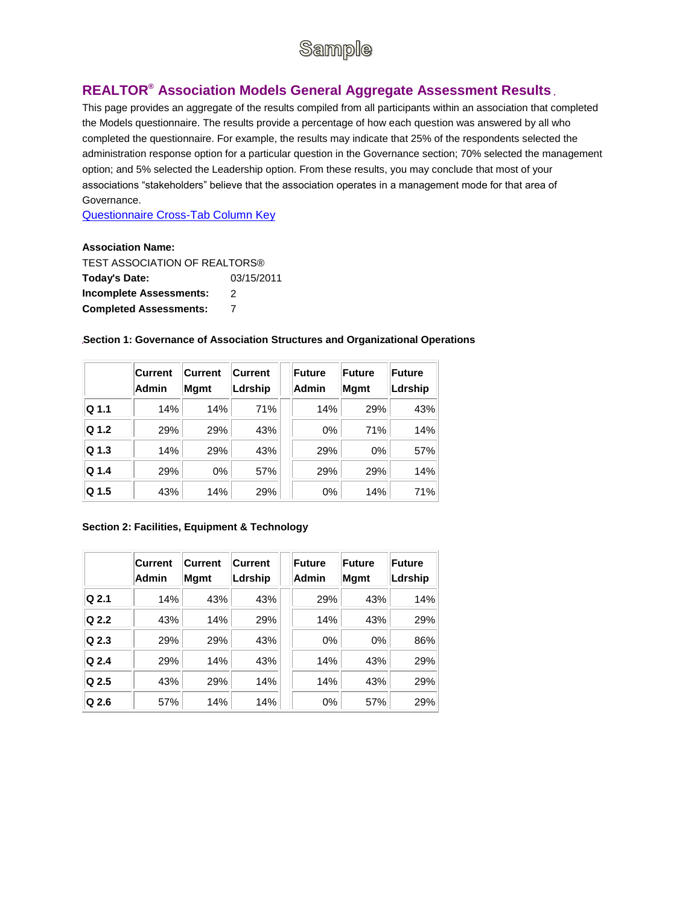Sample

## REALTOR® Association Models General Aggregate Assessment Results

This page provides an aggregate of the results compiled from all participants within an association that completed the Models questionnaire. The results provide a percentage of how each question was answered by all who completed the questionnaire. For example, the results may indicate that 25% of the respondents selected the administration response option for a particular question in the Governance section; 70% selected the management option; and 5% selected the Leadership option. From these results, you may conclude that most of your associations "stakeholders" believe that the association operates in a management mode for that area of Governance.

Questionnaire Cross-Tab Column Key

**Association Name:**
TEST ASSOCIATION OF REALTORS®

**Today's Date:** 03/15/2011
**Incomplete Assessments:** 2
**Completed Assessments:** 7

**Section 1: Governance of Association Structures and Organizational Operations**

| | Current Admin | Current Mgmt | Current Ldrship | | Future Admin | Future Mgmt | Future Ldrship |
|---|---|---|---|---|---|---|---|
| Q 1.1 | 14% | 14% | 71% | | 14% | 29% | 43% |
| Q 1.2 | 29% | 29% | 43% | | 0% | 71% | 14% |
| Q 1.3 | 14% | 29% | 43% | | 29% | 0% | 57% |
| Q 1.4 | 29% | 0% | 57% | | 29% | 29% | 14% |
| Q 1.5 | 43% | 14% | 29% | | 0% | 14% | 71% |

**Section 2: Facilities, Equipment & Technology**

| | Current Admin | Current Mgmt | Current Ldrship | | Future Admin | Future Mgmt | Future Ldrship |
|---|---|---|---|---|---|---|---|
| Q 2.1 | 14% | 43% | 43% | | 29% | 43% | 14% |
| Q 2.2 | 43% | 14% | 29% | | 14% | 43% | 29% |
| Q 2.3 | 29% | 29% | 43% | | 0% | 0% | 86% |
| Q 2.4 | 29% | 14% | 43% | | 14% | 43% | 29% |
| Q 2.5 | 43% | 29% | 14% | | 14% | 43% | 29% |
| Q 2.6 | 57% | 14% | 14% | | 0% | 57% | 29% |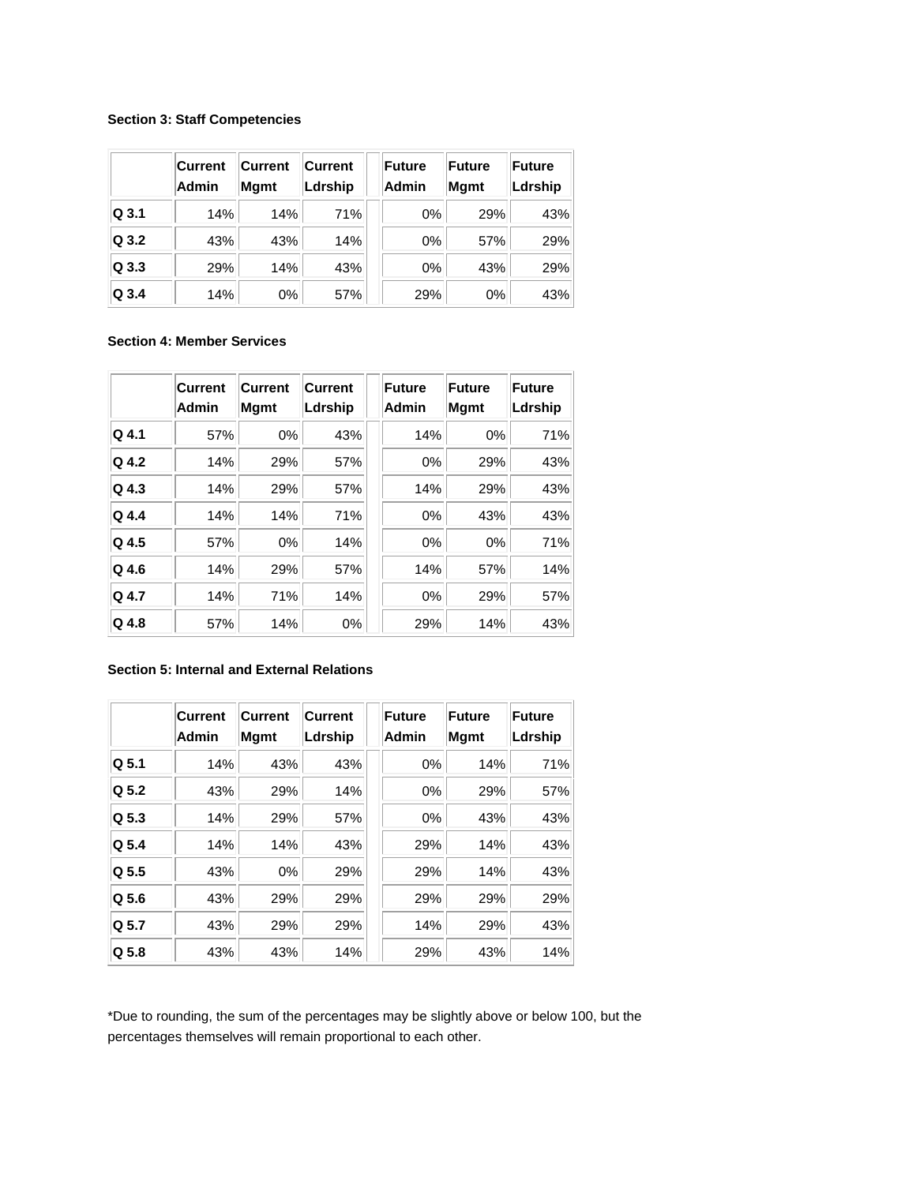**Section 3: Staff Competencies**

| | Current Admin | Current Mgmt | Current Ldrship | | Future Admin | Future Mgmt | Future Ldrship |
|---|---|---|---|---|---|---|---|
| Q 3.1 | 14% | 14% | 71% | | 0% | 29% | 43% |
| Q 3.2 | 43% | 43% | 14% | | 0% | 57% | 29% |
| Q 3.3 | 29% | 14% | 43% | | 0% | 43% | 29% |
| Q 3.4 | 14% | 0% | 57% | | 29% | 0% | 43% |

**Section 4: Member Services**

| | Current Admin | Current Mgmt | Current Ldrship | | Future Admin | Future Mgmt | Future Ldrship |
|---|---|---|---|---|---|---|---|
| Q 4.1 | 57% | 0% | 43% | | 14% | 0% | 71% |
| Q 4.2 | 14% | 29% | 57% | | 0% | 29% | 43% |
| Q 4.3 | 14% | 29% | 57% | | 14% | 29% | 43% |
| Q 4.4 | 14% | 14% | 71% | | 0% | 43% | 43% |
| Q 4.5 | 57% | 0% | 14% | | 0% | 0% | 71% |
| Q 4.6 | 14% | 29% | 57% | | 14% | 57% | 14% |
| Q 4.7 | 14% | 71% | 14% | | 0% | 29% | 57% |
| Q 4.8 | 57% | 14% | 0% | | 29% | 14% | 43% |

**Section 5: Internal and External Relations**

| | Current Admin | Current Mgmt | Current Ldrship | | Future Admin | Future Mgmt | Future Ldrship |
|---|---|---|---|---|---|---|---|
| Q 5.1 | 14% | 43% | 43% | | 0% | 14% | 71% |
| Q 5.2 | 43% | 29% | 14% | | 0% | 29% | 57% |
| Q 5.3 | 14% | 29% | 57% | | 0% | 43% | 43% |
| Q 5.4 | 14% | 14% | 43% | | 29% | 14% | 43% |
| Q 5.5 | 43% | 0% | 29% | | 29% | 14% | 43% |
| Q 5.6 | 43% | 29% | 29% | | 29% | 29% | 29% |
| Q 5.7 | 43% | 29% | 29% | | 14% | 29% | 43% |
| Q 5.8 | 43% | 43% | 14% | | 29% | 43% | 14% |

*Due to rounding, the sum of the percentages may be slightly above or below 100, but the percentages themselves will remain proportional to each other.